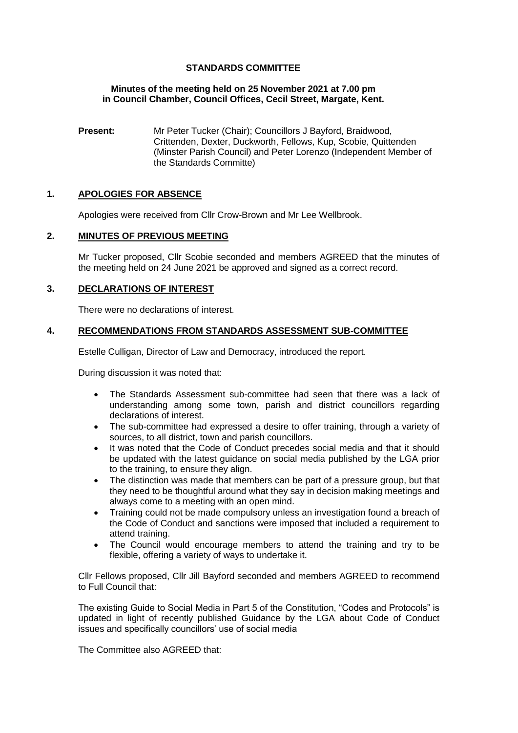# STANDARDS COMMITTEE

**Minutes of the meeting held on 25 November 2021 at 7.00 pm in Council Chamber, Council Offices, Cecil Street, Margate, Kent.**

**Present:** Mr Peter Tucker (Chair); Councillors J Bayford, Braidwood, Crittenden, Dexter, Duckworth, Fellows, Kup, Scobie, Quittenden (Minster Parish Council) and Peter Lorenzo (Independent Member of the Standards Committe)

## 1. APOLOGIES FOR ABSENCE

Apologies were received from Cllr Crow-Brown and Mr Lee Wellbrook.

## 2. MINUTES OF PREVIOUS MEETING

Mr Tucker proposed, Cllr Scobie seconded and members AGREED that the minutes of the meeting held on 24 June 2021 be approved and signed as a correct record.

## 3. DECLARATIONS OF INTEREST

There were no declarations of interest.

## 4. RECOMMENDATIONS FROM STANDARDS ASSESSMENT SUB-COMMITTEE

Estelle Culligan, Director of Law and Democracy, introduced the report.

During discussion it was noted that:

- The Standards Assessment sub-committee had seen that there was a lack of understanding among some town, parish and district councillors regarding declarations of interest.
- The sub-committee had expressed a desire to offer training, through a variety of sources, to all district, town and parish councillors.
- It was noted that the Code of Conduct precedes social media and that it should be updated with the latest guidance on social media published by the LGA prior to the training, to ensure they align.
- The distinction was made that members can be part of a pressure group, but that they need to be thoughtful around what they say in decision making meetings and always come to a meeting with an open mind.
- Training could not be made compulsory unless an investigation found a breach of the Code of Conduct and sanctions were imposed that included a requirement to attend training.
- The Council would encourage members to attend the training and try to be flexible, offering a variety of ways to undertake it.

Cllr Fellows proposed, Cllr Jill Bayford seconded and members AGREED to recommend to Full Council that:

The existing Guide to Social Media in Part 5 of the Constitution, "Codes and Protocols" is updated in light of recently published Guidance by the LGA about Code of Conduct issues and specifically councillors' use of social media

The Committee also AGREED that: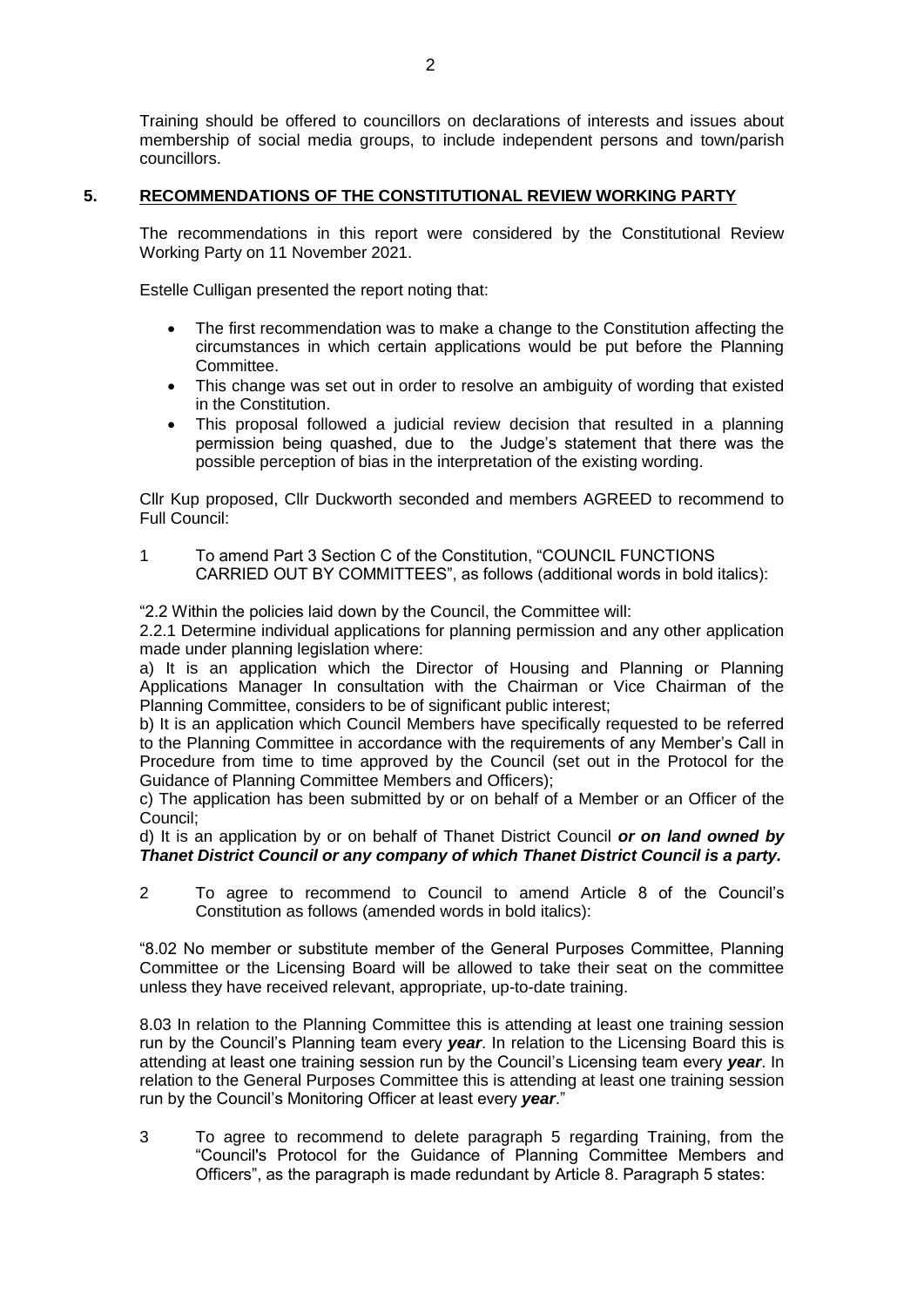Training should be offered to councillors on declarations of interests and issues about membership of social media groups, to include independent persons and town/parish councillors.

## 5. RECOMMENDATIONS OF THE CONSTITUTIONAL REVIEW WORKING PARTY

The recommendations in this report were considered by the Constitutional Review Working Party on 11 November 2021.

Estelle Culligan presented the report noting that:

- The first recommendation was to make a change to the Constitution affecting the circumstances in which certain applications would be put before the Planning Committee.
- This change was set out in order to resolve an ambiguity of wording that existed in the Constitution.
- This proposal followed a judicial review decision that resulted in a planning permission being quashed, due to the Judge's statement that there was the possible perception of bias in the interpretation of the existing wording.

Cllr Kup proposed, Cllr Duckworth seconded and members AGREED to recommend to Full Council:

1 To amend Part 3 Section C of the Constitution, "COUNCIL FUNCTIONS CARRIED OUT BY COMMITTEES", as follows (additional words in bold italics):

"2.2 Within the policies laid down by the Council, the Committee will:

2.2.1 Determine individual applications for planning permission and any other application made under planning legislation where:

a) It is an application which the Director of Housing and Planning or Planning Applications Manager In consultation with the Chairman or Vice Chairman of the Planning Committee, considers to be of significant public interest;

b) It is an application which Council Members have specifically requested to be referred to the Planning Committee in accordance with the requirements of any Member's Call in Procedure from time to time approved by the Council (set out in the Protocol for the Guidance of Planning Committee Members and Officers);

c) The application has been submitted by or on behalf of a Member or an Officer of the Council;

d) It is an application by or on behalf of Thanet District Council ***or on land owned by Thanet District Council or any company of which Thanet District Council is a party.***

2 To agree to recommend to Council to amend Article 8 of the Council's Constitution as follows (amended words in bold italics):

"8.02 No member or substitute member of the General Purposes Committee, Planning Committee or the Licensing Board will be allowed to take their seat on the committee unless they have received relevant, appropriate, up-to-date training.

8.03 In relation to the Planning Committee this is attending at least one training session run by the Council's Planning team every ***year***. In relation to the Licensing Board this is attending at least one training session run by the Council's Licensing team every ***year***. In relation to the General Purposes Committee this is attending at least one training session run by the Council's Monitoring Officer at least every ***year***."

3 To agree to recommend to delete paragraph 5 regarding Training, from the "Council's Protocol for the Guidance of Planning Committee Members and Officers", as the paragraph is made redundant by Article 8. Paragraph 5 states: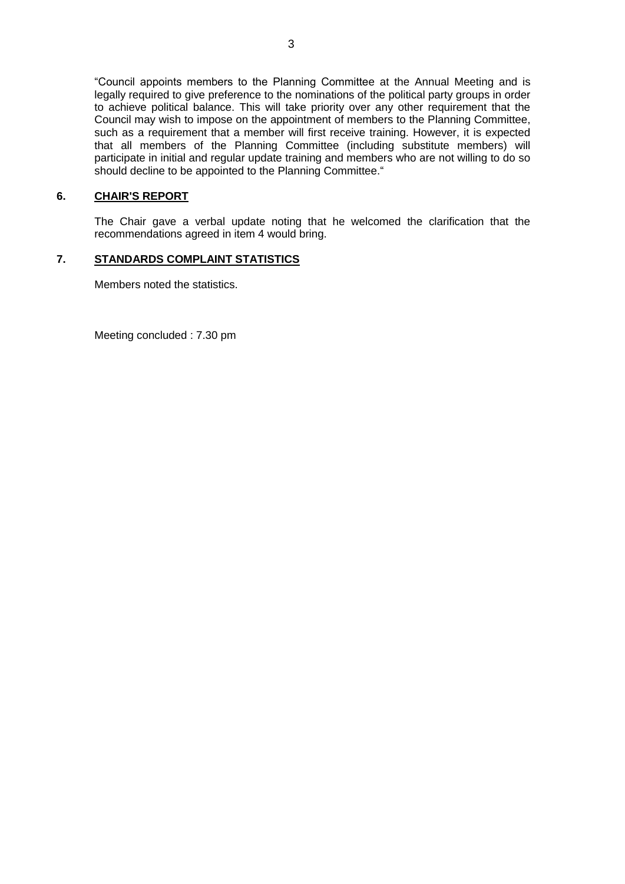"Council appoints members to the Planning Committee at the Annual Meeting and is legally required to give preference to the nominations of the political party groups in order to achieve political balance. This will take priority over any other requirement that the Council may wish to impose on the appointment of members to the Planning Committee, such as a requirement that a member will first receive training. However, it is expected that all members of the Planning Committee (including substitute members) will participate in initial and regular update training and members who are not willing to do so should decline to be appointed to the Planning Committee."

## 6. CHAIR'S REPORT

The Chair gave a verbal update noting that he welcomed the clarification that the recommendations agreed in item 4 would bring.

## 7. STANDARDS COMPLAINT STATISTICS

Members noted the statistics.

Meeting concluded : 7.30 pm